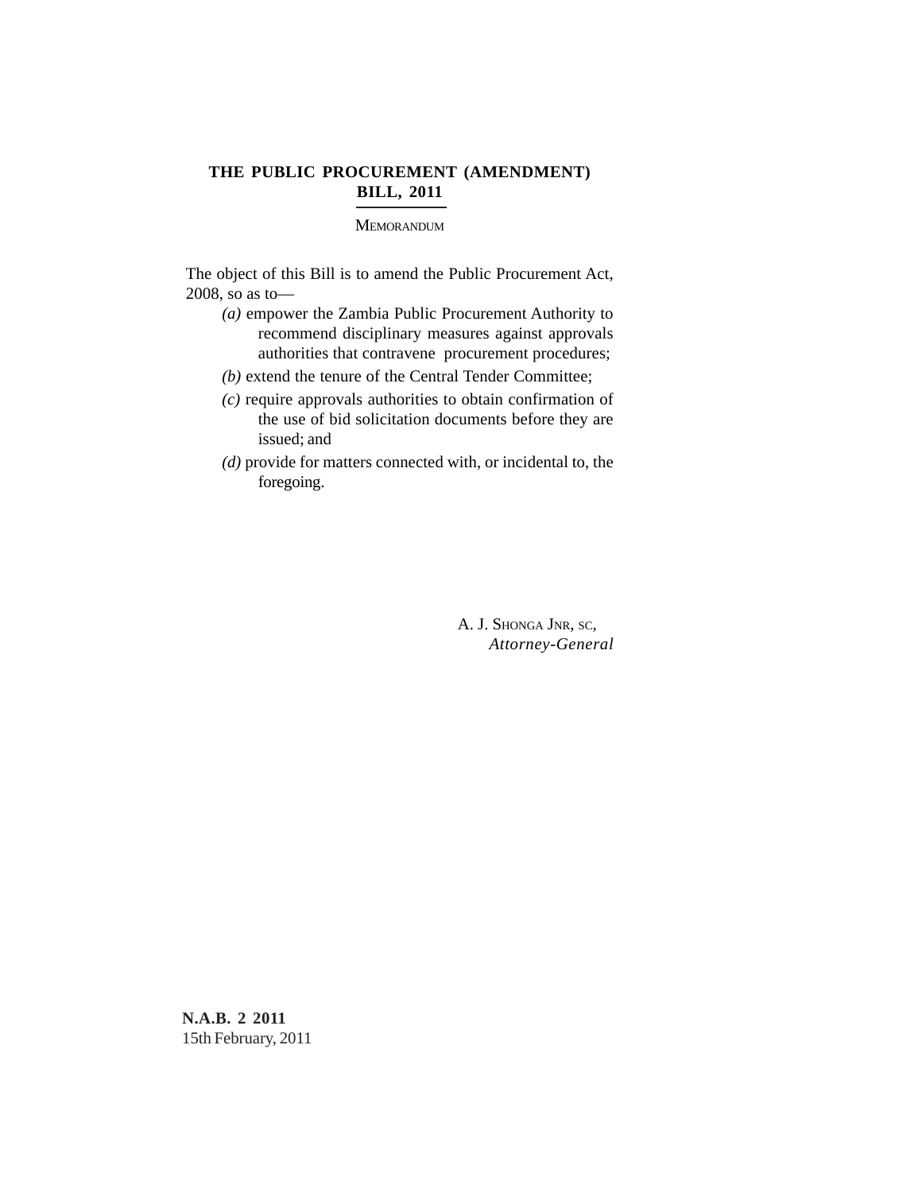# THE PUBLIC PROCUREMENT (AMENDMENT) BILL, 2011

MEMORANDUM

The object of this Bill is to amend the Public Procurement Act, 2008, so as to—

*(a)* empower the Zambia Public Procurement Authority to recommend disciplinary measures against approvals authorities that contravene procurement procedures;

*(b)* extend the tenure of the Central Tender Committee;

*(c)* require approvals authorities to obtain confirmation of the use of bid solicitation documents before they are issued; and

*(d)* provide for matters connected with, or incidental to, the foregoing.

A. J. SHONGA JNR, SC,
*Attorney-General*

**N.A.B. 2 2011**
15th February, 2011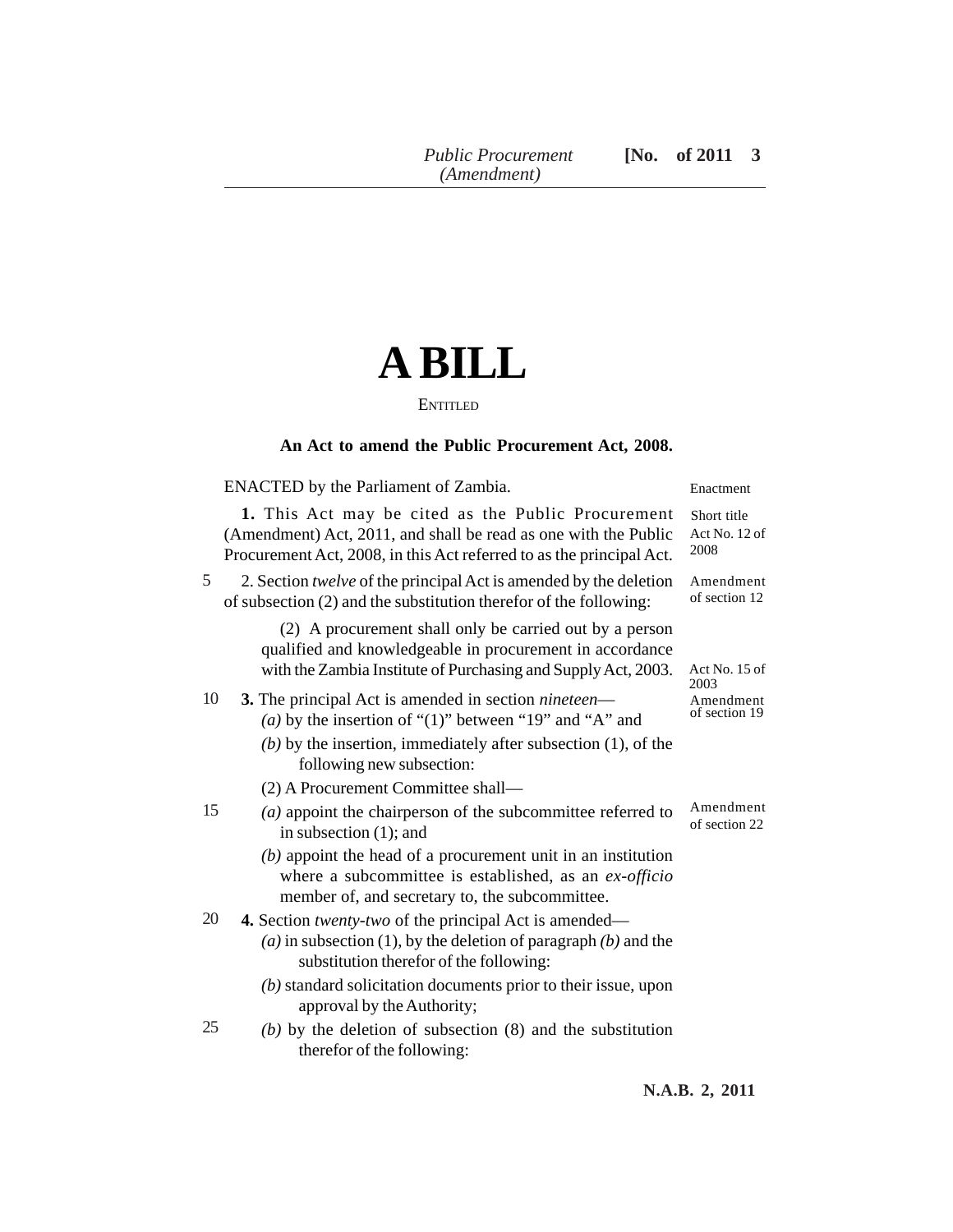# A BILL

ENTITLED

**An Act to amend the Public Procurement Act, 2008.**

ENACTED by the Parliament of Zambia. — Enactment

**1.** This Act may be cited as the Public Procurement (Amendment) Act, 2011, and shall be read as one with the Public Procurement Act, 2008, in this Act referred to as the principal Act. — Short title; Act No. 12 of 2008

2. Section *twelve* of the principal Act is amended by the deletion of subsection (2) and the substitution therefor of the following: — Amendment of section 12

> (2) A procurement shall only be carried out by a person qualified and knowledgeable in procurement in accordance with the Zambia Institute of Purchasing and Supply Act, 2003. — Act No. 15 of 2003

**3.** The principal Act is amended in section *nineteen*— — Amendment of section 19

*(a)* by the insertion of "(1)" between "19" and "A" and

*(b)* by the insertion, immediately after subsection (1), of the following new subsection:

> (2) A Procurement Committee shall—
>
> *(a)* appoint the chairperson of the subcommittee referred to in subsection (1); and
>
> *(b)* appoint the head of a procurement unit in an institution where a subcommittee is established, as an *ex-officio* member of, and secretary to, the subcommittee.

**4.** Section *twenty-two* of the principal Act is amended— — Amendment of section 22

*(a)* in subsection (1), by the deletion of paragraph *(b)* and the substitution therefor of the following:

> *(b)* standard solicitation documents prior to their issue, upon approval by the Authority;

*(b)* by the deletion of subsection (8) and the substitution therefor of the following: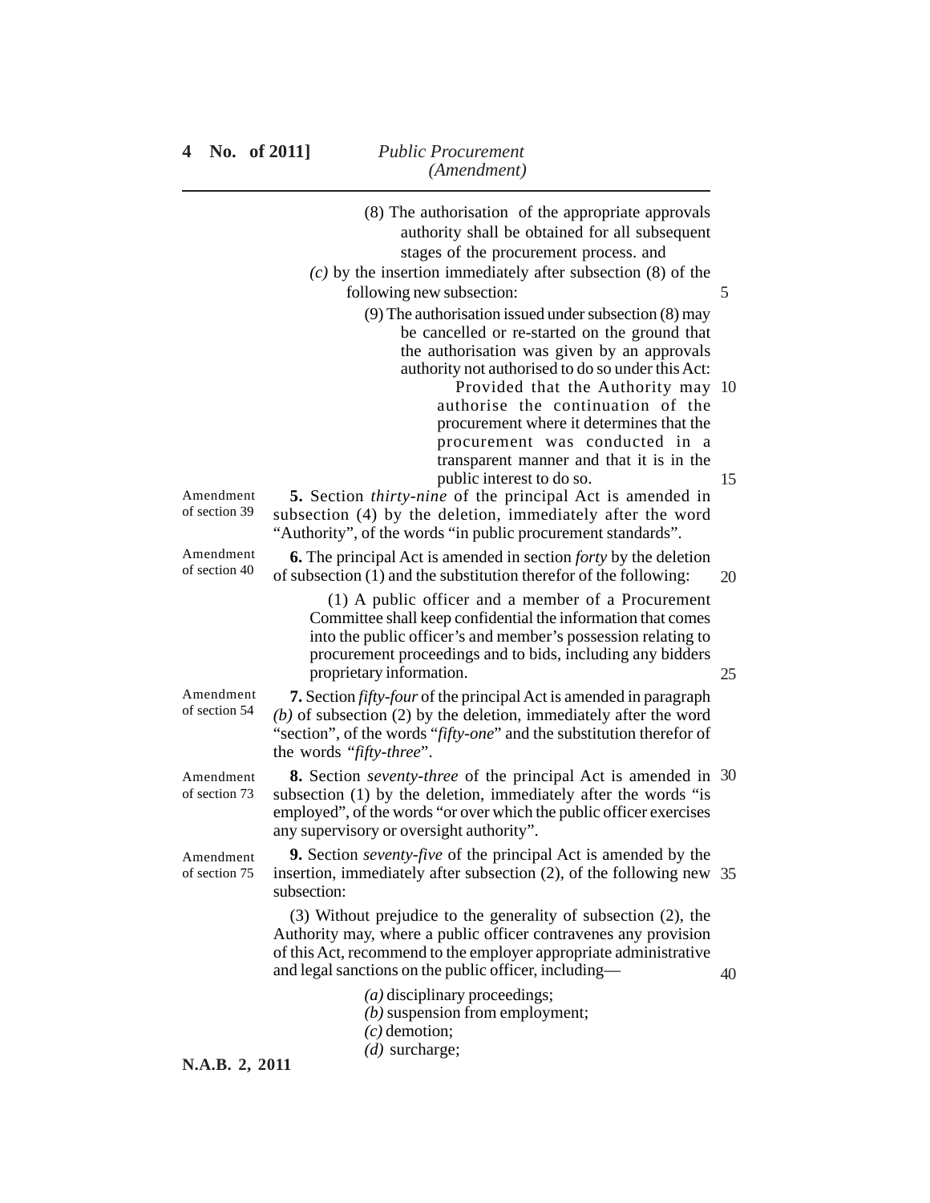(8) The authorisation of the appropriate approvals authority shall be obtained for all subsequent stages of the procurement process. and

*(c)* by the insertion immediately after subsection (8) of the following new subsection:

(9) The authorisation issued under subsection (8) may be cancelled or re-started on the ground that the authorisation was given by an approvals authority not authorised to do so under this Act:

Provided that the Authority may authorise the continuation of the procurement where it determines that the procurement was conducted in a transparent manner and that it is in the public interest to do so.

Amendment of section 39

**5.** Section *thirty-nine* of the principal Act is amended in subsection (4) by the deletion, immediately after the word "Authority", of the words "in public procurement standards".

Amendment of section 40

**6.** The principal Act is amended in section *forty* by the deletion of subsection (1) and the substitution therefor of the following:

(1) A public officer and a member of a Procurement Committee shall keep confidential the information that comes into the public officer's and member's possession relating to procurement proceedings and to bids, including any bidders proprietary information.

Amendment of section 54

**7.** Section *fifty-four* of the principal Act is amended in paragraph *(b)* of subsection (2) by the deletion, immediately after the word "section", of the words "*fifty-one*" and the substitution therefor of the words "*fifty-three*".

Amendment of section 73

**8.** Section *seventy-three* of the principal Act is amended in subsection (1) by the deletion, immediately after the words "is employed", of the words "or over which the public officer exercises any supervisory or oversight authority".

Amendment of section 75

**9.** Section *seventy-five* of the principal Act is amended by the insertion, immediately after subsection (2), of the following new subsection:

(3) Without prejudice to the generality of subsection (2), the Authority may, where a public officer contravenes any provision of this Act, recommend to the employer appropriate administrative and legal sanctions on the public officer, including—

*(a)* disciplinary proceedings;
*(b)* suspension from employment;
*(c)* demotion;
*(d)* surcharge;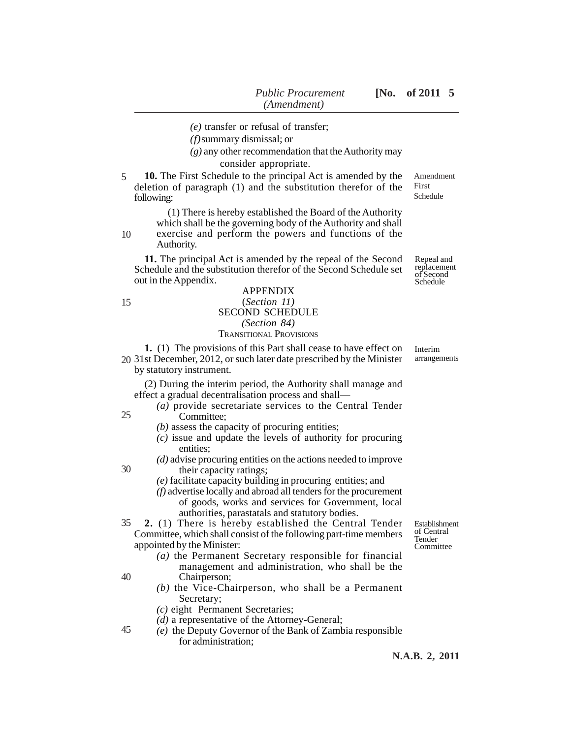(e) transfer or refusal of transfer;

(f) summary dismissal; or

(g) any other recommendation that the Authority may consider appropriate.

Amendment First Schedule

**10.** The First Schedule to the principal Act is amended by the deletion of paragraph (1) and the substitution therefor of the following:

> (1) There is hereby established the Board of the Authority which shall be the governing body of the Authority and shall exercise and perform the powers and functions of the Authority.

Repeal and replacement of Second Schedule

**11.** The principal Act is amended by the repeal of the Second Schedule and the substitution therefor of the Second Schedule set out in the Appendix.

APPENDIX

(*Section 11)*

SECOND SCHEDULE

*(Section 84)*

TRANSITIONAL PROVISIONS

Interim arrangements

**1.** (1) The provisions of this Part shall cease to have effect on 31st December, 2012, or such later date prescribed by the Minister by statutory instrument.

(2) During the interim period, the Authority shall manage and effect a gradual decentralisation process and shall—

(a) provide secretariate services to the Central Tender Committee;

(b) assess the capacity of procuring entities;

(c) issue and update the levels of authority for procuring entities;

(d) advise procuring entities on the actions needed to improve their capacity ratings;

(e) facilitate capacity building in procuring entities; and

(f) advertise locally and abroad all tenders for the procurement of goods, works and services for Government, local authorities, parastatals and statutory bodies.

Establishment of Central Tender Committee

**2.** (1) There is hereby established the Central Tender Committee, which shall consist of the following part-time members appointed by the Minister:

(a) the Permanent Secretary responsible for financial management and administration, who shall be the Chairperson;

(b) the Vice-Chairperson, who shall be a Permanent Secretary;

(c) eight Permanent Secretaries;

(d) a representative of the Attorney-General;

(e) the Deputy Governor of the Bank of Zambia responsible for administration;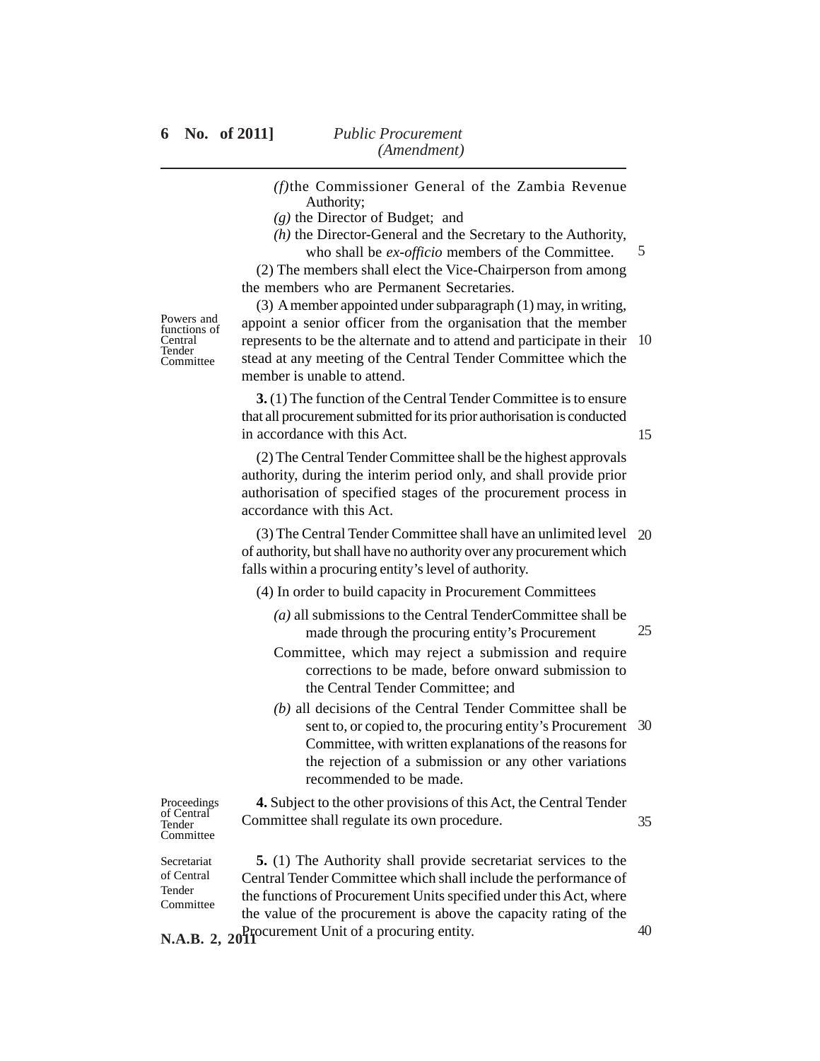*(f)* the Commissioner General of the Zambia Revenue Authority;

*(g)* the Director of Budget; and

*(h)* the Director-General and the Secretary to the Authority, who shall be *ex-officio* members of the Committee.

(2) The members shall elect the Vice-Chairperson from among the members who are Permanent Secretaries.

(3) A member appointed under subparagraph (1) may, in writing, appoint a senior officer from the organisation that the member represents to be the alternate and to attend and participate in their stead at any meeting of the Central Tender Committee which the member is unable to attend.

*Powers and functions of Central Tender Committee*

**3.** (1) The function of the Central Tender Committee is to ensure that all procurement submitted for its prior authorisation is conducted in accordance with this Act.

(2) The Central Tender Committee shall be the highest approvals authority, during the interim period only, and shall provide prior authorisation of specified stages of the procurement process in accordance with this Act.

(3) The Central Tender Committee shall have an unlimited level of authority, but shall have no authority over any procurement which falls within a procuring entity's level of authority.

(4) In order to build capacity in Procurement Committees

*(a)* all submissions to the Central TenderCommittee shall be made through the procuring entity's Procurement Committee, which may reject a submission and require corrections to be made, before onward submission to the Central Tender Committee; and

*(b)* all decisions of the Central Tender Committee shall be sent to, or copied to, the procuring entity's Procurement Committee, with written explanations of the reasons for the rejection of a submission or any other variations recommended to be made.

*Proceedings of Central Tender Committee*

**4.** Subject to the other provisions of this Act, the Central Tender Committee shall regulate its own procedure.

*Secretariat of Central Tender Committee*

**5.** (1) The Authority shall provide secretariat services to the Central Tender Committee which shall include the performance of the functions of Procurement Units specified under this Act, where the value of the procurement is above the capacity rating of the Procurement Unit of a procuring entity.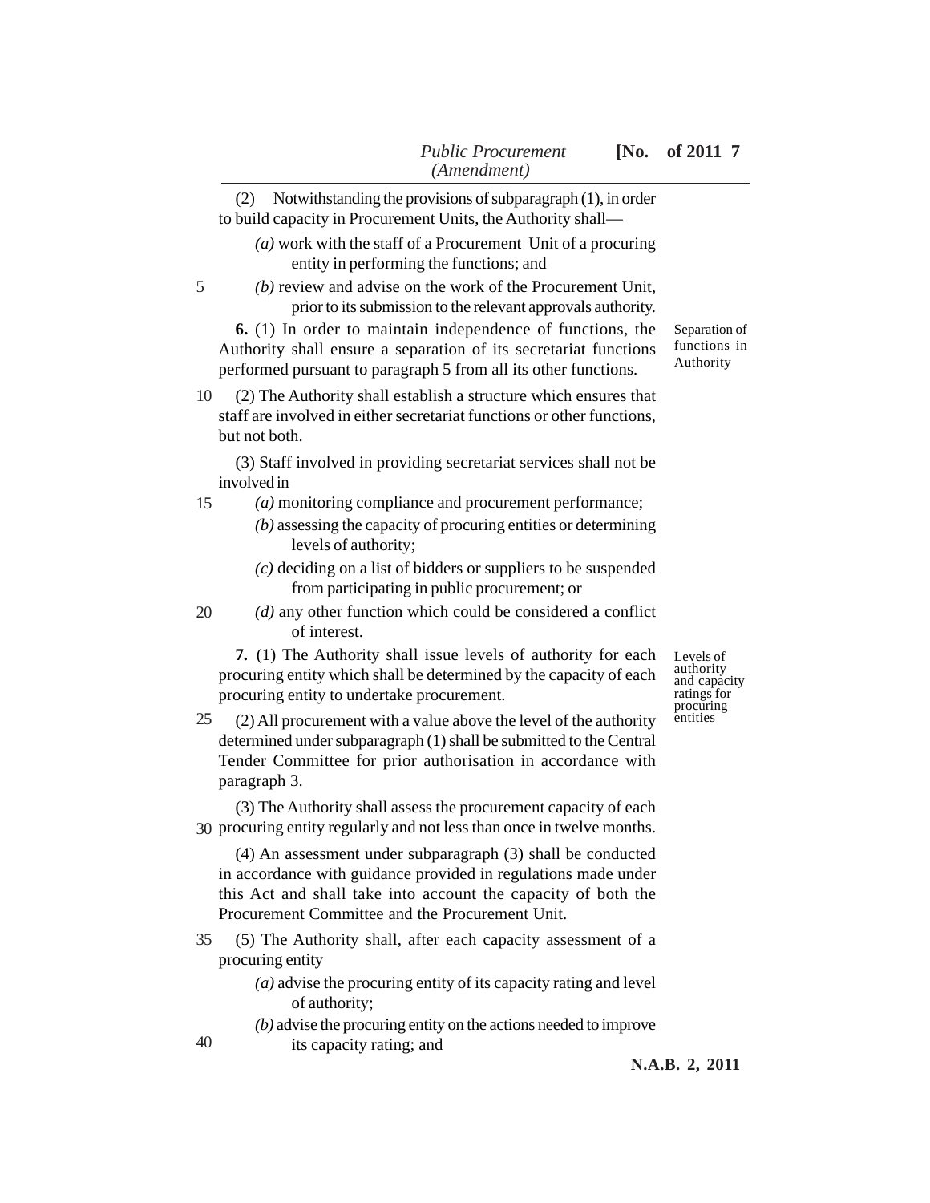(2) Notwithstanding the provisions of subparagraph (1), in order to build capacity in Procurement Units, the Authority shall—

*(a)* work with the staff of a Procurement Unit of a procuring entity in performing the functions; and

*(b)* review and advise on the work of the Procurement Unit, prior to its submission to the relevant approvals authority.

Separation of functions in Authority

**6.** (1) In order to maintain independence of functions, the Authority shall ensure a separation of its secretariat functions performed pursuant to paragraph 5 from all its other functions.

(2) The Authority shall establish a structure which ensures that staff are involved in either secretariat functions or other functions, but not both.

(3) Staff involved in providing secretariat services shall not be involved in

*(a)* monitoring compliance and procurement performance;

*(b)* assessing the capacity of procuring entities or determining levels of authority;

*(c)* deciding on a list of bidders or suppliers to be suspended from participating in public procurement; or

*(d)* any other function which could be considered a conflict of interest.

Levels of authority and capacity ratings for procuring entities

**7.** (1) The Authority shall issue levels of authority for each procuring entity which shall be determined by the capacity of each procuring entity to undertake procurement.

(2) All procurement with a value above the level of the authority determined under subparagraph (1) shall be submitted to the Central Tender Committee for prior authorisation in accordance with paragraph 3.

(3) The Authority shall assess the procurement capacity of each procuring entity regularly and not less than once in twelve months.

(4) An assessment under subparagraph (3) shall be conducted in accordance with guidance provided in regulations made under this Act and shall take into account the capacity of both the Procurement Committee and the Procurement Unit.

(5) The Authority shall, after each capacity assessment of a procuring entity

*(a)* advise the procuring entity of its capacity rating and level of authority;

*(b)* advise the procuring entity on the actions needed to improve its capacity rating; and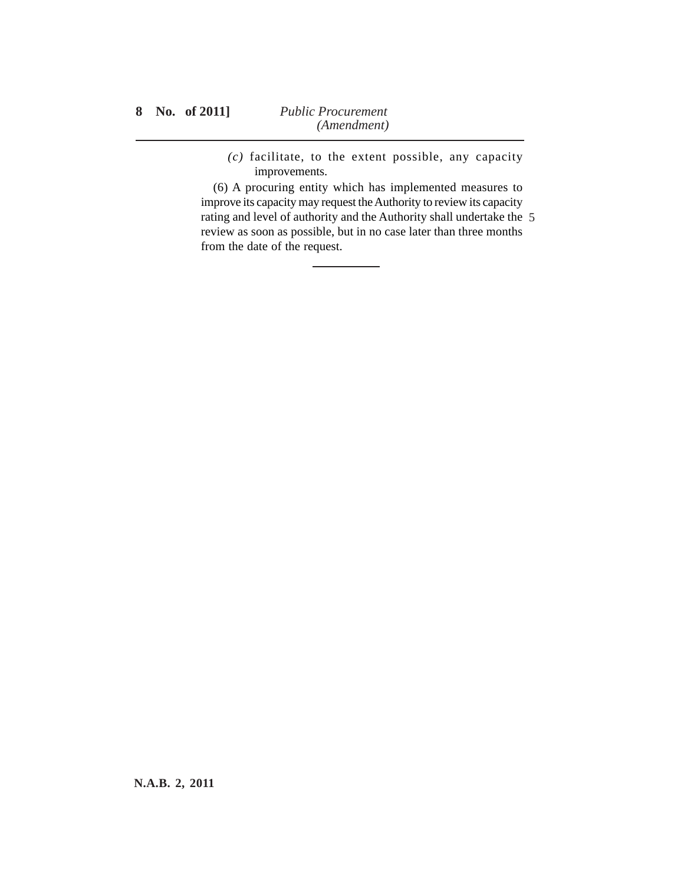*(c)* facilitate, to the extent possible, any capacity improvements.

(6) A procuring entity which has implemented measures to improve its capacity may request the Authority to review its capacity rating and level of authority and the Authority shall undertake the review as soon as possible, but in no case later than three months from the date of the request.